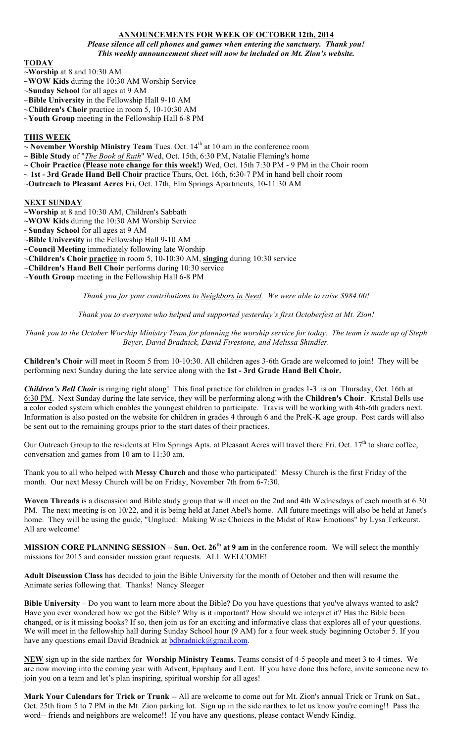**ANNOUNCEMENTS FOR WEEK OF OCTOBER 12th, 2014**

***Please silence all cell phones and games when entering the sanctuary. Thank you!***
***This weekly announcement sheet will now be included on Mt. Zion's website.***

**TODAY**

~**Worship** at 8 and 10:30 AM
~**WOW Kids** during the 10:30 AM Worship Service
~**Sunday School** for all ages at 9 AM
~**Bible University** in the Fellowship Hall 9-10 AM
~**Children's Choir** practice in room 5, 10-10:30 AM
~**Youth Group** meeting in the Fellowship Hall 6-8 PM

**THIS WEEK**

~ **November Worship Ministry Team** Tues. Oct. 14th at 10 am in the conference room
~ **Bible Study** of "*The Book of Ruth*" Wed, Oct. 15th, 6:30 PM, Natalie Fleming's home
~ **Choir Practice (Please note change for this week!)** Wed, Oct. 15th 7:30 PM - 9 PM in the Choir room
~ **1st - 3rd Grade Hand Bell Choir** practice Thurs, Oct. 16th, 6:30-7 PM in hand bell choir room
~**Outreach to Pleasant Acres** Fri, Oct. 17th, Elm Springs Apartments, 10-11:30 AM

**NEXT SUNDAY**

~**Worship** at 8 and 10:30 AM, Children's Sabbath
~**WOW Kids** during the 10:30 AM Worship Service
~**Sunday School** for all ages at 9 AM
~**Bible University** in the Fellowship Hall 9-10 AM
~**Council Meeting** immediately following late Worship
~**Children's Choir practice** in room 5, 10-10:30 AM, **singing** during 10:30 service
~**Children's Hand Bell Choir** performs during 10:30 service
~**Youth Group** meeting in the Fellowship Hall 6-8 PM

*Thank you for your contributions to Neighbors in Need. We were able to raise $984.00!*

*Thank you to everyone who helped and supported yesterday's first Octoberfest at Mt. Zion!*

*Thank you to the October Worship Ministry Team for planning the worship service for today. The team is made up of Steph Beyer, David Bradnick, David Firestone, and Melissa Shindler.*

**Children's Choir** will meet in Room 5 from 10-10:30. All children ages 3-6th Grade are welcomed to join! They will be performing next Sunday during the late service along with the **1st - 3rd Grade Hand Bell Choir.**

***Children's Bell Choir*** is ringing right along! This final practice for children in grades 1-3 is on Thursday, Oct. 16th at 6:30 PM. Next Sunday during the late service, they will be performing along with the **Children's Choir**. Kristal Bells use a color coded system which enables the youngest children to participate. Travis will be working with 4th-6th graders next. Information is also posted on the website for children in grades 4 through 6 and the PreK-K age group. Post cards will also be sent out to the remaining groups prior to the start dates of their practices.

Our Outreach Group to the residents at Elm Springs Apts. at Pleasant Acres will travel there Fri. Oct. 17th to share coffee, conversation and games from 10 am to 11:30 am.

Thank you to all who helped with **Messy Church** and those who participated! Messy Church is the first Friday of the month. Our next Messy Church will be on Friday, November 7th from 6-7:30.

**Woven Threads** is a discussion and Bible study group that will meet on the 2nd and 4th Wednesdays of each month at 6:30 PM. The next meeting is on 10/22, and it is being held at Janet Abel's home. All future meetings will also be held at Janet's home. They will be using the guide, "Unglued: Making Wise Choices in the Midst of Raw Emotions" by Lysa Terkeurst. All are welcome!

**MISSION CORE PLANNING SESSION – Sun. Oct. 26th at 9 am** in the conference room. We will select the monthly missions for 2015 and consider mission grant requests. ALL WELCOME!

**Adult Discussion Class** has decided to join the Bible University for the month of October and then will resume the Animate series following that. Thanks! Nancy Sleeger

**Bible University** – Do you want to learn more about the Bible? Do you have questions that you've always wanted to ask? Have you ever wondered how we got the Bible? Why is it important? How should we interpret it? Has the Bible been changed, or is it missing books? If so, then join us for an exciting and informative class that explores all of your questions. We will meet in the fellowship hall during Sunday School hour (9 AM) for a four week study beginning October 5. If you have any questions email David Bradnick at bdbradnick@gmail.com.

**NEW** sign up in the side narthex for **Worship Ministry Teams**. Teams consist of 4-5 people and meet 3 to 4 times. We are now moving into the coming year with Advent, Epiphany and Lent. If you have done this before, invite someone new to join you on a team and let's plan inspiring, spiritual worship for all ages!

**Mark Your Calendars for Trick or Trunk** -- All are welcome to come out for Mt. Zion's annual Trick or Trunk on Sat., Oct. 25th from 5 to 7 PM in the Mt. Zion parking lot. Sign up in the side narthex to let us know you're coming!! Pass the word-- friends and neighbors are welcome!! If you have any questions, please contact Wendy Kindig.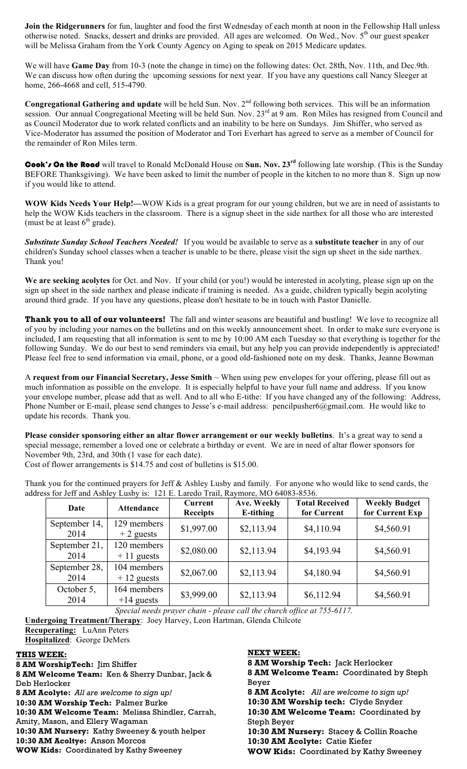**Join the Ridgerunners** for fun, laughter and food the first Wednesday of each month at noon in the Fellowship Hall unless otherwise noted. Snacks, dessert and drinks are provided. All ages are welcomed. On Wed., Nov. 5th our guest speaker will be Melissa Graham from the York County Agency on Aging to speak on 2015 Medicare updates.

We will have **Game Day** from 10-3 (note the change in time) on the following dates: Oct. 28th, Nov. 11th, and Dec.9th. We can discuss how often during the upcoming sessions for next year. If you have any questions call Nancy Sleeger at home, 266-4668 and cell, 515-4790.

**Congregational Gathering and update** will be held Sun. Nov. 2nd following both services. This will be an information session. Our annual Congregational Meeting will be held Sun. Nov. 23rd at 9 am. Ron Miles has resigned from Council and as Council Moderator due to work related conflicts and an inability to be here on Sundays. Jim Shiffer, who served as Vice-Moderator has assumed the position of Moderator and Tori Everhart has agreed to serve as a member of Council for the remainder of Ron Miles term.

**Cook's On the Road** will travel to Ronald McDonald House on **Sun. Nov. 23rd** following late worship. (This is the Sunday BEFORE Thanksgiving). We have been asked to limit the number of people in the kitchen to no more than 8. Sign up now if you would like to attend.

**WOW Kids Needs Your Help!—**WOW Kids is a great program for our young children, but we are in need of assistants to help the WOW Kids teachers in the classroom. There is a signup sheet in the side narthex for all those who are interested (must be at least 6th grade).

***Substitute Sunday School Teachers Needed!*** If you would be available to serve as a **substitute teacher** in any of our children's Sunday school classes when a teacher is unable to be there, please visit the sign up sheet in the side narthex. Thank you!

**We are seeking acolytes** for Oct. and Nov. If your child (or you!) would be interested in acolyting, please sign up on the sign up sheet in the side narthex and please indicate if training is needed. As a guide, children typically begin acolyting around third grade. If you have any questions, please don't hesitate to be in touch with Pastor Danielle.

**Thank you to all of our volunteers!** The fall and winter seasons are beautiful and bustling! We love to recognize all of you by including your names on the bulletins and on this weekly announcement sheet. In order to make sure everyone is included, I am requesting that all information is sent to me by 10:00 AM each Tuesday so that everything is together for the following Sunday. We do our best to send reminders via email, but any help you can provide independently is appreciated! Please feel free to send information via email, phone, or a good old-fashioned note on my desk. Thanks, Jeanne Bowman

A **request from our Financial Secretary, Jesse Smith** ~ When using pew envelopes for your offering, please fill out as much information as possible on the envelope. It is especially helpful to have your full name and address. If you know your envelope number, please add that as well. And to all who E-tithe: If you have changed any of the following: Address, Phone Number or E-mail, please send changes to Jesse's e-mail address: pencilpusher6@gmail.com. He would like to update his records. Thank you.

**Please consider sponsoring either an altar flower arrangement or our weekly bulletins**. It's a great way to send a special message, remember a loved one or celebrate a birthday or event. We are in need of altar flower sponsors for November 9th, 23rd, and 30th (1 vase for each date).
Cost of flower arrangements is $14.75 and cost of bulletins is $15.00.

Thank you for the continued prayers for Jeff & Ashley Lusby and family. For anyone who would like to send cards, the address for Jeff and Ashley Lusby is: 121 E. Laredo Trail, Raymore, MO 64083-8536.

| Date | Attendance | Current Receipts | Ave. Weekly E-tithing | Total Received for Current | Weekly Budget for Current Exp |
|---|---|---|---|---|---|
| September 14, 2014 | 129 members + 2 guests | $1,997.00 | $2,113.94 | $4,110.94 | $4,560.91 |
| September 21, 2014 | 120 members + 11 guests | $2,080.00 | $2,113.94 | $4,193.94 | $4,560.91 |
| September 28, 2014 | 104 members + 12 guests | $2,067.00 | $2,113.94 | $4,180.94 | $4,560.91 |
| October 5, 2014 | 164 members +14 guests | $3,999.00 | $2,113.94 | $6,112.94 | $4,560.91 |

*Special needs prayer chain - please call the church office at 755-6117.*

**Undergoing Treatment/Therapy**: Joey Harvey, Leon Hartman, Glenda Chilcote
**Recuperating:** LuAnn Peters
**Hospitalized**: George DeMers

**THIS WEEK:**
**8 AM WorshipTech:** Jim Shiffer
**8 AM Welcome Team:** Ken & Sherry Dunbar, Jack & Deb Herlocker
**8 AM Acolyte:** *All are welcome to sign up!*
**10:30 AM Worship Tech:** Palmer Burke
**10:30 AM Welcome Team:** Melissa Shindler, Carrah, Amity, Mason, and Ellery Wagaman
**10:30 AM Nursery:** Kathy Sweeney & youth helper
**10:30 AM Acoltye:** Anson Morcos
**WOW Kids:** Coordinated by Kathy Sweeney

**NEXT WEEK:**
**8 AM Worship Tech:** Jack Herlocker
**8 AM Welcome Team:** Coordinated by Steph Beyer
**8 AM Acolyte:** *All are welcome to sign up!*
**10:30 AM Worship tech:** Clyde Snyder
**10:30 AM Welcome Team:** Coordinated by Steph Beyer
**10:30 AM Nursery:** Stacey & Collin Roache
**10:30 AM Acolyte:** Catie Kiefer
**WOW Kids:** Coordinated by Kathy Sweeney